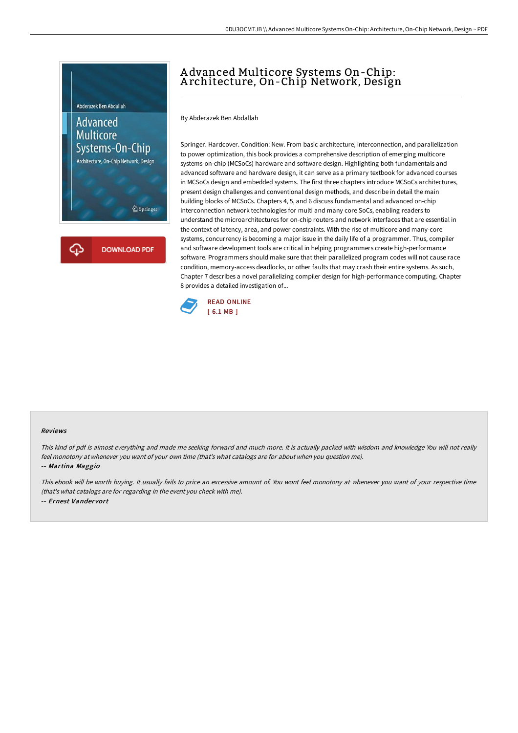# Advanced Multicore Systems On-Chip: Architecture, On-Chip Network, Design

By Abderazek Ben Abdallah

Springer. Hardcover. Condition: New. From basic architecture, interconnection, and parallelization to power optimization, this book provides a comprehensive description of emerging multicore systems-on-chip (MCSoCs) hardware and software design. Highlighting both fundamentals and advanced software and hardware design, it can serve as a primary textbook for advanced courses in MCSoCs design and embedded systems. The first three chapters introduce MCSoCs architectures, present design challenges and conventional design methods, and describe in detail the main building blocks of MCSoCs. Chapters 4, 5, and 6 discuss fundamental and advanced on-chip interconnection network technologies for multi and many core SoCs, enabling readers to understand the microarchitectures for on-chip routers and network interfaces that are essential in the context of latency, area, and power constraints. With the rise of multicore and many-core systems, concurrency is becoming a major issue in the daily life of a programmer. Thus, compiler and software development tools are critical in helping programmers create high-performance software. Programmers should make sure that their parallelized program codes will not cause race condition, memory-access deadlocks, or other faults that may crash their entire systems. As such, Chapter 7 describes a novel parallelizing compiler design for high-performance computing. Chapter 8 provides a detailed investigation of...

READ ONLINE
[ 6.1 MB ]

### Reviews

*This kind of pdf is almost everything and made me seeking forward and much more. It is actually packed with wisdom and knowledge You will not really feel monotony at whenever you want of your own time (that's what catalogs are for about when you question me).*

-- *Martina Maggio*

*This ebook will be worth buying. It usually fails to price an excessive amount of. You wont feel monotony at whenever you want of your respective time (that's what catalogs are for regarding in the event you check with me).*

-- *Ernest Vandervort*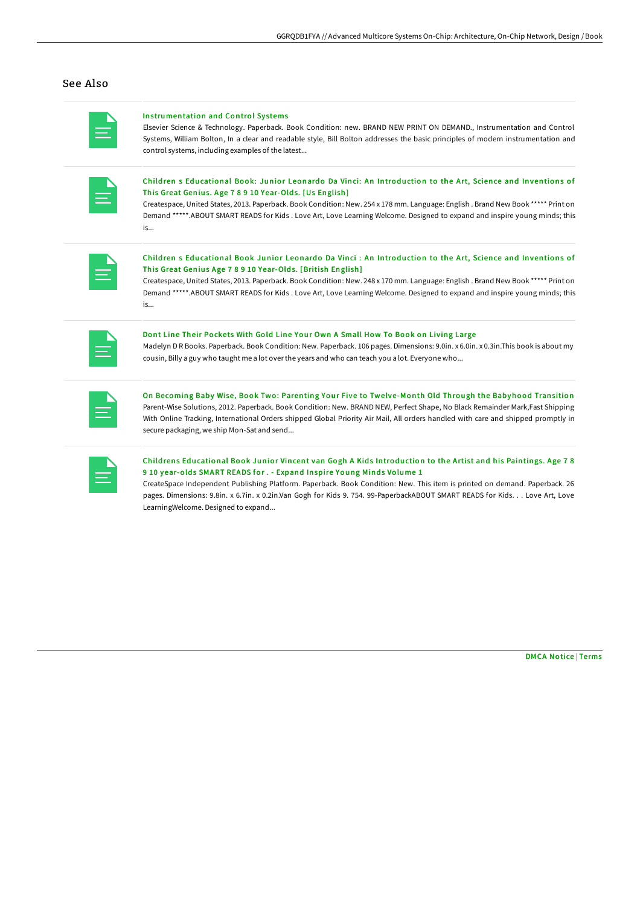## See Also

**Instrumentation and Control Systems**

Elsevier Science & Technology. Paperback. Book Condition: new. BRAND NEW PRINT ON DEMAND., Instrumentation and Control Systems, William Bolton, In a clear and readable style, Bill Bolton addresses the basic principles of modern instrumentation and control systems, including examples of the latest...

**Children s Educational Book: Junior Leonardo Da Vinci: An Introduction to the Art, Science and Inventions of This Great Genius. Age 7 8 9 10 Year-Olds. [Us English]**

Createspace, United States, 2013. Paperback. Book Condition: New. 254 x 178 mm. Language: English . Brand New Book ***** Print on Demand *****.ABOUT SMART READS for Kids . Love Art, Love Learning Welcome. Designed to expand and inspire young minds; this is...

**Children s Educational Book Junior Leonardo Da Vinci : An Introduction to the Art, Science and Inventions of This Great Genius Age 7 8 9 10 Year-Olds. [British English]**

Createspace, United States, 2013. Paperback. Book Condition: New. 248 x 170 mm. Language: English . Brand New Book ***** Print on Demand *****.ABOUT SMART READS for Kids . Love Art, Love Learning Welcome. Designed to expand and inspire young minds; this is...

**Dont Line Their Pockets With Gold Line Your Own A Small How To Book on Living Large**

Madelyn D R Books. Paperback. Book Condition: New. Paperback. 106 pages. Dimensions: 9.0in. x 6.0in. x 0.3in.This book is about my cousin, Billy a guy who taught me a lot over the years and who can teach you a lot. Everyone who...

**On Becoming Baby Wise, Book Two: Parenting Your Five to Twelve-Month Old Through the Babyhood Transition**

Parent-Wise Solutions, 2012. Paperback. Book Condition: New. BRAND NEW, Perfect Shape, No Black Remainder Mark,Fast Shipping With Online Tracking, International Orders shipped Global Priority Air Mail, All orders handled with care and shipped promptly in secure packaging, we ship Mon-Sat and send...

**Childrens Educational Book Junior Vincent van Gogh A Kids Introduction to the Artist and his Paintings. Age 7 8 9 10 year-olds SMART READS for . - Expand Inspire Young Minds Volume 1**

CreateSpace Independent Publishing Platform. Paperback. Book Condition: New. This item is printed on demand. Paperback. 26 pages. Dimensions: 9.8in. x 6.7in. x 0.2in.Van Gogh for Kids 9. 754. 99-PaperbackABOUT SMART READS for Kids. . . Love Art, Love LearningWelcome. Designed to expand...